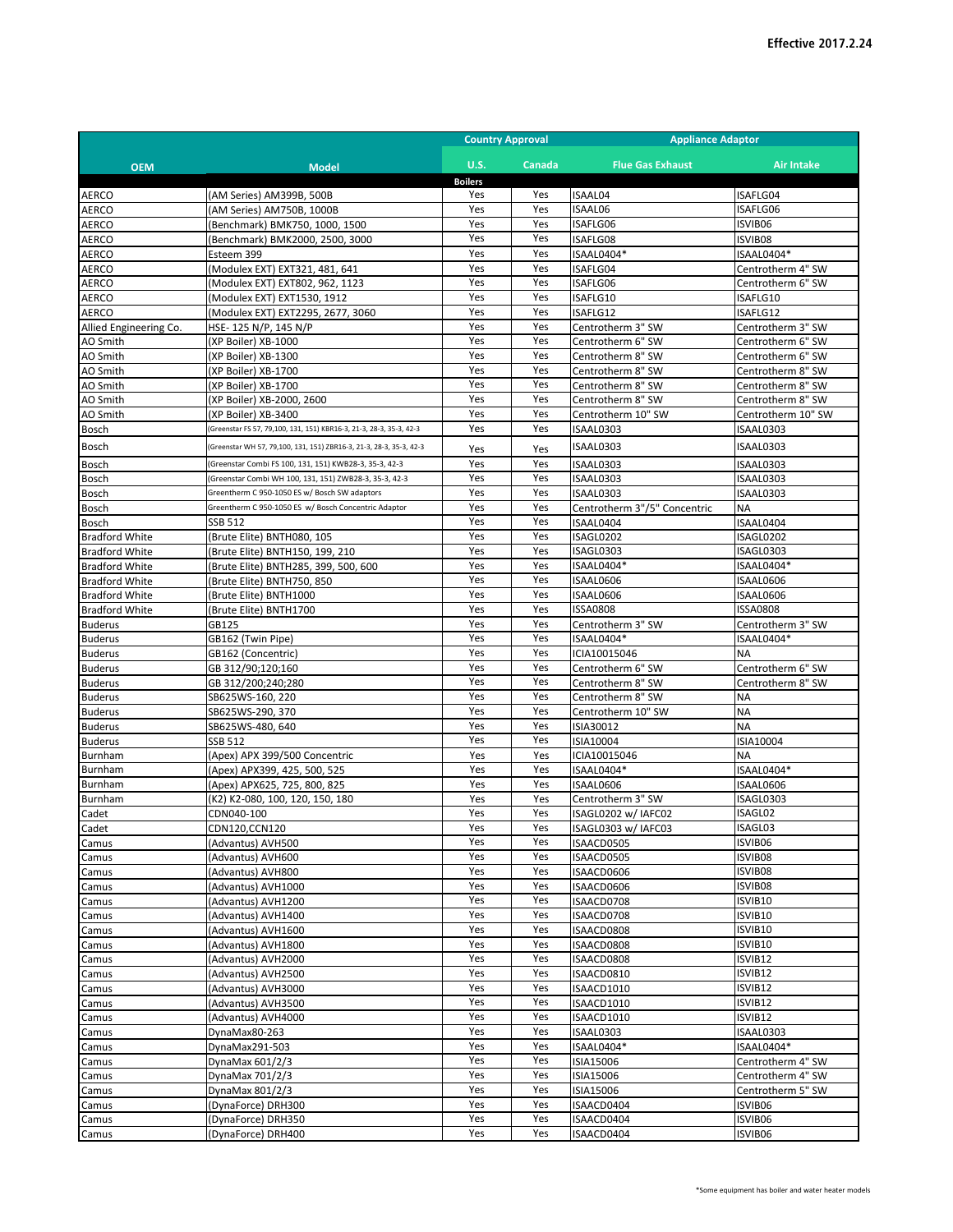Effective 2017.2.24

| OEM | Model | Country Approval | | Appliance Adaptor | |
|---|---|---|---|---|---|
| | | U.S. | Canada | Flue Gas Exhaust | Air Intake |
| | | **Boilers** | | | |
| AERCO | (AM Series) AM399B, 500B | Yes | Yes | ISAAL04 | ISAFLG04 |
| AERCO | (AM Series) AM750B, 1000B | Yes | Yes | ISAAL06 | ISAFLG06 |
| AERCO | (Benchmark) BMK750, 1000, 1500 | Yes | Yes | ISAFLG06 | ISVIB06 |
| AERCO | (Benchmark) BMK2000, 2500, 3000 | Yes | Yes | ISAFLG08 | ISVIB08 |
| AERCO | Esteem 399 | Yes | Yes | ISAAL0404* | ISAAL0404* |
| AERCO | (Modulex EXT) EXT321, 481, 641 | Yes | Yes | ISAFLG04 | Centrotherm 4" SW |
| AERCO | (Modulex EXT) EXT802, 962, 1123 | Yes | Yes | ISAFLG06 | Centrotherm 6" SW |
| AERCO | (Modulex EXT) EXT1530, 1912 | Yes | Yes | ISAFLG10 | ISAFLG10 |
| AERCO | (Modulex EXT) EXT2295, 2677, 3060 | Yes | Yes | ISAFLG12 | ISAFLG12 |
| Allied Engineering Co. | HSE- 125 N/P, 145 N/P | Yes | Yes | Centrotherm 3" SW | Centrotherm 3" SW |
| AO Smith | (XP Boiler) XB-1000 | Yes | Yes | Centrotherm 6" SW | Centrotherm 6" SW |
| AO Smith | (XP Boiler) XB-1300 | Yes | Yes | Centrotherm 8" SW | Centrotherm 6" SW |
| AO Smith | (XP Boiler) XB-1700 | Yes | Yes | Centrotherm 8" SW | Centrotherm 8" SW |
| AO Smith | (XP Boiler) XB-1700 | Yes | Yes | Centrotherm 8" SW | Centrotherm 8" SW |
| AO Smith | (XP Boiler) XB-2000, 2600 | Yes | Yes | Centrotherm 8" SW | Centrotherm 8" SW |
| AO Smith | (XP Boiler) XB-3400 | Yes | Yes | Centrotherm 10" SW | Centrotherm 10" SW |
| Bosch | (Greenstar FS 57, 79,100, 131, 151) KBR16-3, 21-3, 28-3, 35-3, 42-3 | Yes | Yes | ISAAL0303 | ISAAL0303 |
| Bosch | (Greenstar WH 57, 79,100, 131, 151) ZBR16-3, 21-3, 28-3, 35-3, 42-3 | Yes | Yes | ISAAL0303 | ISAAL0303 |
| Bosch | (Greenstar Combi FS 100, 131, 151) KWB28-3, 35-3, 42-3 | Yes | Yes | ISAAL0303 | ISAAL0303 |
| Bosch | (Greenstar Combi WH 100, 131, 151) ZWB28-3, 35-3, 42-3 | Yes | Yes | ISAAL0303 | ISAAL0303 |
| Bosch | Greentherm C 950-1050 ES w/ Bosch SW adaptors | Yes | Yes | ISAAL0303 | ISAAL0303 |
| Bosch | Greentherm C 950-1050 ES w/ Bosch Concentric Adaptor | Yes | Yes | Centrotherm 3"/5" Concentric | NA |
| Bosch | SSB 512 | Yes | Yes | ISAAL0404 | ISAAL0404 |
| Bradford White | (Brute Elite) BNTH080, 105 | Yes | Yes | ISAGL0202 | ISAGL0202 |
| Bradford White | (Brute Elite) BNTH150, 199, 210 | Yes | Yes | ISAGL0303 | ISAGL0303 |
| Bradford White | (Brute Elite) BNTH285, 399, 500, 600 | Yes | Yes | ISAAL0404* | ISAAL0404* |
| Bradford White | (Brute Elite) BNTH750, 850 | Yes | Yes | ISAAL0606 | ISAAL0606 |
| Bradford White | (Brute Elite) BNTH1000 | Yes | Yes | ISAAL0606 | ISAAL0606 |
| Bradford White | (Brute Elite) BNTH1700 | Yes | Yes | ISSA0808 | ISSA0808 |
| Buderus | GB125 | Yes | Yes | Centrotherm 3" SW | Centrotherm 3" SW |
| Buderus | GB162 (Twin Pipe) | Yes | Yes | ISAAL0404* | ISAAL0404* |
| Buderus | GB162 (Concentric) | Yes | Yes | ICIA10015046 | NA |
| Buderus | GB 312/90;120;160 | Yes | Yes | Centrotherm 6" SW | Centrotherm 6" SW |
| Buderus | GB 312/200;240;280 | Yes | Yes | Centrotherm 8" SW | Centrotherm 8" SW |
| Buderus | SB625WS-160, 220 | Yes | Yes | Centrotherm 8" SW | NA |
| Buderus | SB625WS-290, 370 | Yes | Yes | Centrotherm 10" SW | NA |
| Buderus | SB625WS-480, 640 | Yes | Yes | ISIA30012 | NA |
| Buderus | SSB 512 | Yes | Yes | ISIA10004 | ISIA10004 |
| Burnham | (Apex) APX 399/500 Concentric | Yes | Yes | ICIA10015046 | NA |
| Burnham | (Apex) APX399, 425, 500, 525 | Yes | Yes | ISAAL0404* | ISAAL0404* |
| Burnham | (Apex) APX625, 725, 800, 825 | Yes | Yes | ISAAL0606 | ISAAL0606 |
| Burnham | (K2) K2-080, 100, 120, 150, 180 | Yes | Yes | Centrotherm 3" SW | ISAGL0303 |
| Cadet | CDN040-100 | Yes | Yes | ISAGL0202 w/ IAFC02 | ISAGL02 |
| Cadet | CDN120,CCN120 | Yes | Yes | ISAGL0303 w/ IAFC03 | ISAGL03 |
| Camus | (Advantus) AVH500 | Yes | Yes | ISAACD0505 | ISVIB06 |
| Camus | (Advantus) AVH600 | Yes | Yes | ISAACD0505 | ISVIB08 |
| Camus | (Advantus) AVH800 | Yes | Yes | ISAACD0606 | ISVIB08 |
| Camus | (Advantus) AVH1000 | Yes | Yes | ISAACD0606 | ISVIB08 |
| Camus | (Advantus) AVH1200 | Yes | Yes | ISAACD0708 | ISVIB10 |
| Camus | (Advantus) AVH1400 | Yes | Yes | ISAACD0708 | ISVIB10 |
| Camus | (Advantus) AVH1600 | Yes | Yes | ISAACD0808 | ISVIB10 |
| Camus | (Advantus) AVH1800 | Yes | Yes | ISAACD0808 | ISVIB10 |
| Camus | (Advantus) AVH2000 | Yes | Yes | ISAACD0808 | ISVIB12 |
| Camus | (Advantus) AVH2500 | Yes | Yes | ISAACD0810 | ISVIB12 |
| Camus | (Advantus) AVH3000 | Yes | Yes | ISAACD1010 | ISVIB12 |
| Camus | (Advantus) AVH3500 | Yes | Yes | ISAACD1010 | ISVIB12 |
| Camus | (Advantus) AVH4000 | Yes | Yes | ISAACD1010 | ISVIB12 |
| Camus | DynaMax80-263 | Yes | Yes | ISAAL0303 | ISAAL0303 |
| Camus | DynaMax291-503 | Yes | Yes | ISAAL0404* | ISAAL0404* |
| Camus | DynaMax 601/2/3 | Yes | Yes | ISIA15006 | Centrotherm 4" SW |
| Camus | DynaMax 701/2/3 | Yes | Yes | ISIA15006 | Centrotherm 4" SW |
| Camus | DynaMax 801/2/3 | Yes | Yes | ISIA15006 | Centrotherm 5" SW |
| Camus | (DynaForce) DRH300 | Yes | Yes | ISAACD0404 | ISVIB06 |
| Camus | (DynaForce) DRH350 | Yes | Yes | ISAACD0404 | ISVIB06 |
| Camus | (DynaForce) DRH400 | Yes | Yes | ISAACD0404 | ISVIB06 |

*Some equipment has boiler and water heater models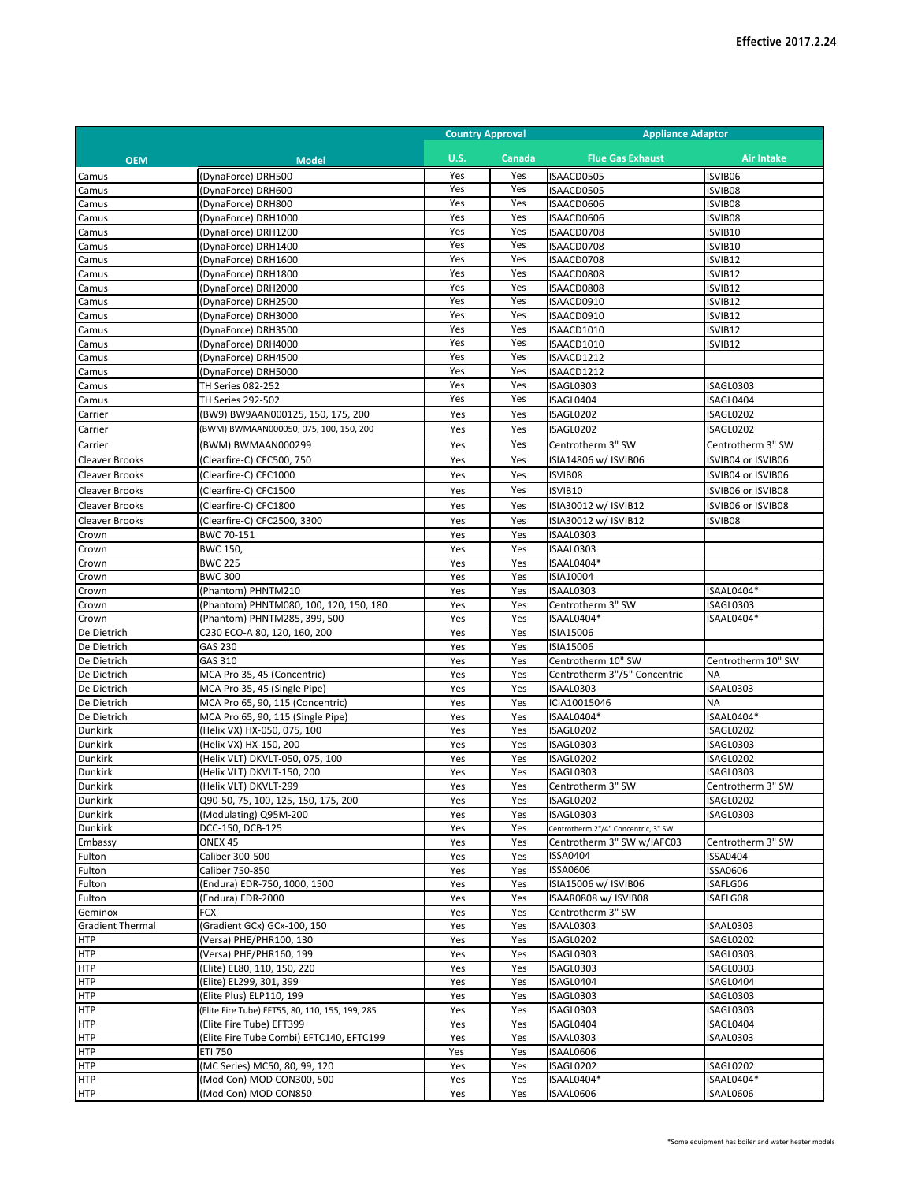**Effective 2017.2.24**

| OEM | Model | Country Approval | | Appliance Adaptor | |
|---|---|---|---|---|---|
| | | U.S. | Canada | Flue Gas Exhaust | Air Intake |
| Camus | (DynaForce) DRH500 | Yes | Yes | ISAACD0505 | ISVIB06 |
| Camus | (DynaForce) DRH600 | Yes | Yes | ISAACD0505 | ISVIB08 |
| Camus | (DynaForce) DRH800 | Yes | Yes | ISAACD0606 | ISVIB08 |
| Camus | (DynaForce) DRH1000 | Yes | Yes | ISAACD0606 | ISVIB08 |
| Camus | (DynaForce) DRH1200 | Yes | Yes | ISAACD0708 | ISVIB10 |
| Camus | (DynaForce) DRH1400 | Yes | Yes | ISAACD0708 | ISVIB10 |
| Camus | (DynaForce) DRH1600 | Yes | Yes | ISAACD0708 | ISVIB12 |
| Camus | (DynaForce) DRH1800 | Yes | Yes | ISAACD0808 | ISVIB12 |
| Camus | (DynaForce) DRH2000 | Yes | Yes | ISAACD0808 | ISVIB12 |
| Camus | (DynaForce) DRH2500 | Yes | Yes | ISAACD0910 | ISVIB12 |
| Camus | (DynaForce) DRH3000 | Yes | Yes | ISAACD0910 | ISVIB12 |
| Camus | (DynaForce) DRH3500 | Yes | Yes | ISAACD1010 | ISVIB12 |
| Camus | (DynaForce) DRH4000 | Yes | Yes | ISAACD1010 | ISVIB12 |
| Camus | (DynaForce) DRH4500 | Yes | Yes | ISAACD1212 | |
| Camus | (DynaForce) DRH5000 | Yes | Yes | ISAACD1212 | |
| Camus | TH Series 082-252 | Yes | Yes | ISAGL0303 | ISAGL0303 |
| Camus | TH Series 292-502 | Yes | Yes | ISAGL0404 | ISAGL0404 |
| Carrier | (BW9) BW9AAN000125, 150, 175, 200 | Yes | Yes | ISAGL0202 | ISAGL0202 |
| Carrier | (BWM) BWMAAN000050, 075, 100, 150, 200 | Yes | Yes | ISAGL0202 | ISAGL0202 |
| Carrier | (BWM) BWMAAN000299 | Yes | Yes | Centrotherm 3" SW | Centrotherm 3" SW |
| Cleaver Brooks | (Clearfire-C) CFC500, 750 | Yes | Yes | ISIA14806 w/ ISVIB06 | ISVIB04 or ISVIB06 |
| Cleaver Brooks | (Clearfire-C) CFC1000 | Yes | Yes | ISVIB08 | ISVIB04 or ISVIB06 |
| Cleaver Brooks | (Clearfire-C) CFC1500 | Yes | Yes | ISVIB10 | ISVIB06 or ISVIB08 |
| Cleaver Brooks | (Clearfire-C) CFC1800 | Yes | Yes | ISIA30012 w/ ISVIB12 | ISVIB06 or ISVIB08 |
| Cleaver Brooks | (Clearfire-C) CFC2500, 3300 | Yes | Yes | ISIA30012 w/ ISVIB12 | ISVIB08 |
| Crown | BWC 70-151 | Yes | Yes | ISAAL0303 | |
| Crown | BWC 150, | Yes | Yes | ISAAL0303 | |
| Crown | BWC 225 | Yes | Yes | ISAAL0404* | |
| Crown | BWC 300 | Yes | Yes | ISIA10004 | |
| Crown | (Phantom) PHNTM210 | Yes | Yes | ISAAL0303 | ISAAL0404* |
| Crown | (Phantom) PHNTM080, 100, 120, 150, 180 | Yes | Yes | Centrotherm 3" SW | ISAGL0303 |
| Crown | (Phantom) PHNTM285, 399, 500 | Yes | Yes | ISAAL0404* | ISAAL0404* |
| De Dietrich | C230 ECO-A 80, 120, 160, 200 | Yes | Yes | ISIA15006 | |
| De Dietrich | GAS 230 | Yes | Yes | ISIA15006 | |
| De Dietrich | GAS 310 | Yes | Yes | Centrotherm 10" SW | Centrotherm 10" SW |
| De Dietrich | MCA Pro 35, 45 (Concentric) | Yes | Yes | Centrotherm 3"/5" Concentric | NA |
| De Dietrich | MCA Pro 35, 45 (Single Pipe) | Yes | Yes | ISAAL0303 | ISAAL0303 |
| De Dietrich | MCA Pro 65, 90, 115 (Concentric) | Yes | Yes | ICIA10015046 | NA |
| De Dietrich | MCA Pro 65, 90, 115 (Single Pipe) | Yes | Yes | ISAAL0404* | ISAAL0404* |
| Dunkirk | (Helix VX) HX-050, 075, 100 | Yes | Yes | ISAGL0202 | ISAGL0202 |
| Dunkirk | (Helix VX) HX-150, 200 | Yes | Yes | ISAGL0303 | ISAGL0303 |
| Dunkirk | (Helix VLT) DKVLT-050, 075, 100 | Yes | Yes | ISAGL0202 | ISAGL0202 |
| Dunkirk | (Helix VLT) DKVLT-150, 200 | Yes | Yes | ISAGL0303 | ISAGL0303 |
| Dunkirk | (Helix VLT) DKVLT-299 | Yes | Yes | Centrotherm 3" SW | Centrotherm 3" SW |
| Dunkirk | Q90-50, 75, 100, 125, 150, 175, 200 | Yes | Yes | ISAGL0202 | ISAGL0202 |
| Dunkirk | (Modulating) Q95M-200 | Yes | Yes | ISAGL0303 | ISAGL0303 |
| Dunkirk | DCC-150, DCB-125 | Yes | Yes | Centrotherm 2"/4" Concentric, 3" SW | |
| Embassy | ONEX 45 | Yes | Yes | Centrotherm 3" SW w/IAFC03 | Centrotherm 3" SW |
| Fulton | Caliber 300-500 | Yes | Yes | ISSA0404 | ISSA0404 |
| Fulton | Caliber 750-850 | Yes | Yes | ISSA0606 | ISSA0606 |
| Fulton | (Endura) EDR-750, 1000, 1500 | Yes | Yes | ISIA15006 w/ ISVIB06 | ISAFLG06 |
| Fulton | (Endura) EDR-2000 | Yes | Yes | ISAAR0808 w/ ISVIB08 | ISAFLG08 |
| Geminox | FCX | Yes | Yes | Centrotherm 3" SW | |
| Gradient Thermal | (Gradient GCx) GCx-100, 150 | Yes | Yes | ISAAL0303 | ISAAL0303 |
| HTP | (Versa) PHE/PHR100, 130 | Yes | Yes | ISAGL0202 | ISAGL0202 |
| HTP | (Versa) PHE/PHR160, 199 | Yes | Yes | ISAGL0303 | ISAGL0303 |
| HTP | (Elite) EL80, 110, 150, 220 | Yes | Yes | ISAGL0303 | ISAGL0303 |
| HTP | (Elite) EL299, 301, 399 | Yes | Yes | ISAGL0404 | ISAGL0404 |
| HTP | (Elite Plus) ELP110, 199 | Yes | Yes | ISAGL0303 | ISAGL0303 |
| HTP | (Elite Fire Tube) EFT55, 80, 110, 155, 199, 285 | Yes | Yes | ISAGL0303 | ISAGL0303 |
| HTP | (Elite Fire Tube) EFT399 | Yes | Yes | ISAGL0404 | ISAGL0404 |
| HTP | (Elite Fire Tube Combi) EFTC140, EFTC199 | Yes | Yes | ISAAL0303 | ISAAL0303 |
| HTP | ETI 750 | Yes | Yes | ISAAL0606 | |
| HTP | (MC Series) MC50, 80, 99, 120 | Yes | Yes | ISAGL0202 | ISAGL0202 |
| HTP | (Mod Con) MOD CON300, 500 | Yes | Yes | ISAAL0404* | ISAAL0404* |
| HTP | (Mod Con) MOD CON850 | Yes | Yes | ISAAL0606 | ISAAL0606 |

*Some equipment has boiler and water heater models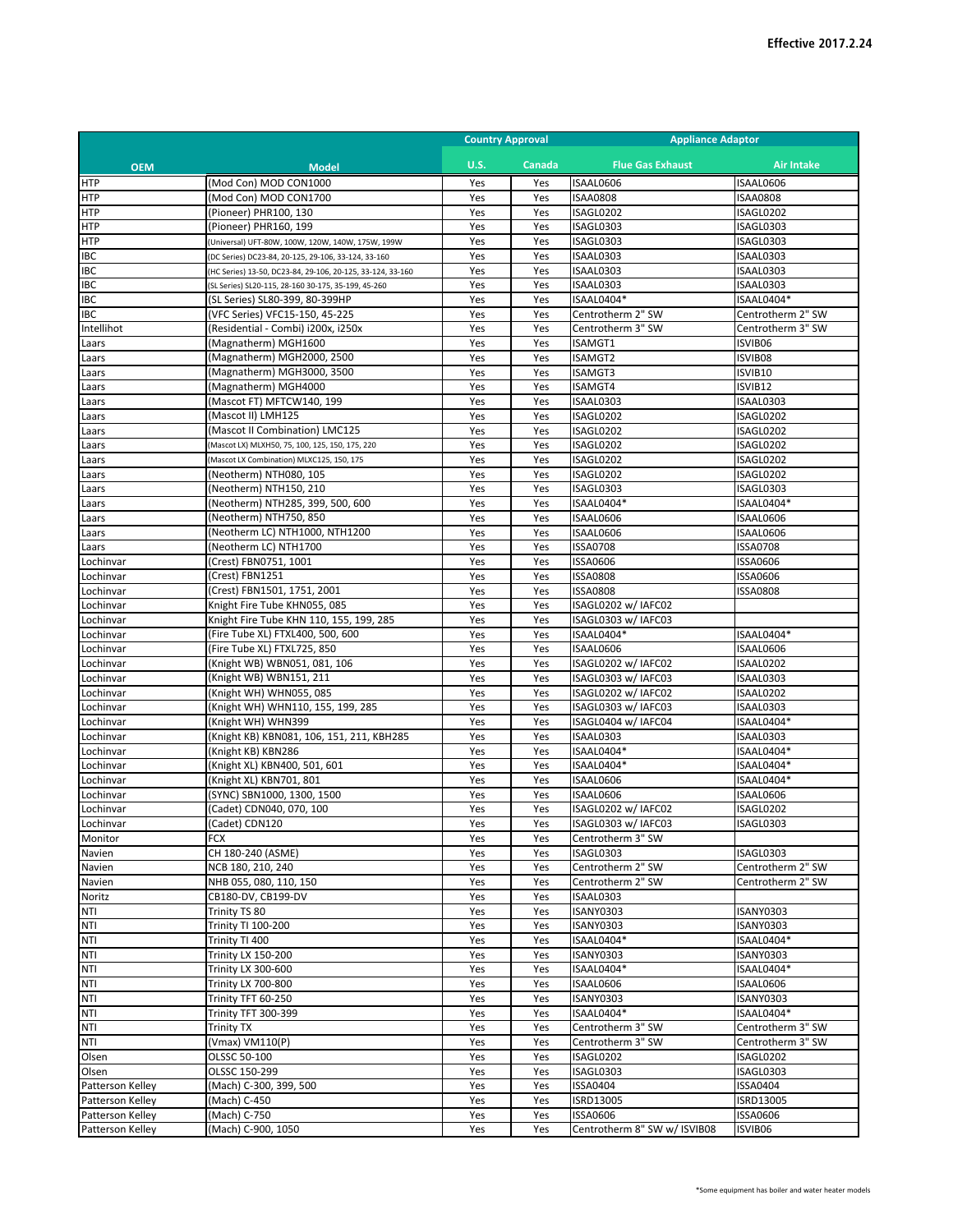**Effective 2017.2.24**

| OEM | Model | Country Approval | | Appliance Adaptor | |
|---|---|---|---|---|---|
| | | U.S. | Canada | Flue Gas Exhaust | Air Intake |
| HTP | (Mod Con) MOD CON1000 | Yes | Yes | ISAAL0606 | ISAAL0606 |
| HTP | (Mod Con) MOD CON1700 | Yes | Yes | ISAA0808 | ISAA0808 |
| HTP | (Pioneer) PHR100, 130 | Yes | Yes | ISAGL0202 | ISAGL0202 |
| HTP | (Pioneer) PHR160, 199 | Yes | Yes | ISAGL0303 | ISAGL0303 |
| HTP | (Universal) UFT-80W, 100W, 120W, 140W, 175W, 199W | Yes | Yes | ISAGL0303 | ISAGL0303 |
| IBC | (DC Series) DC23-84, 20-125, 29-106, 33-124, 33-160 | Yes | Yes | ISAAL0303 | ISAAL0303 |
| IBC | (HC Series) 13-50, DC23-84, 29-106, 20-125, 33-124, 33-160 | Yes | Yes | ISAAL0303 | ISAAL0303 |
| IBC | (SL Series) SL20-115, 28-160 30-175, 35-199, 45-260 | Yes | Yes | ISAAL0303 | ISAAL0303 |
| IBC | (SL Series) SL80-399, 80-399HP | Yes | Yes | ISAAL0404* | ISAAL0404* |
| IBC | (VFC Series) VFC15-150, 45-225 | Yes | Yes | Centrotherm 2" SW | Centrotherm 2" SW |
| Intellihot | (Residential - Combi) i200x, i250x | Yes | Yes | Centrotherm 3" SW | Centrotherm 3" SW |
| Laars | (Magnatherm) MGH1600 | Yes | Yes | ISAMGT1 | ISVIB06 |
| Laars | (Magnatherm) MGH2000, 2500 | Yes | Yes | ISAMGT2 | ISVIB08 |
| Laars | (Magnatherm) MGH3000, 3500 | Yes | Yes | ISAMGT3 | ISVIB10 |
| Laars | (Magnatherm) MGH4000 | Yes | Yes | ISAMGT4 | ISVIB12 |
| Laars | (Mascot FT) MFTCW140, 199 | Yes | Yes | ISAAL0303 | ISAAL0303 |
| Laars | (Mascot II) LMH125 | Yes | Yes | ISAGL0202 | ISAGL0202 |
| Laars | (Mascot II Combination) LMC125 | Yes | Yes | ISAGL0202 | ISAGL0202 |
| Laars | (Mascot LX) MLXH50, 75, 100, 125, 150, 175, 220 | Yes | Yes | ISAGL0202 | ISAGL0202 |
| Laars | (Mascot LX Combination) MLXC125, 150, 175 | Yes | Yes | ISAGL0202 | ISAGL0202 |
| Laars | (Neotherm) NTH080, 105 | Yes | Yes | ISAGL0202 | ISAGL0202 |
| Laars | (Neotherm) NTH150, 210 | Yes | Yes | ISAGL0303 | ISAGL0303 |
| Laars | (Neotherm) NTH285, 399, 500, 600 | Yes | Yes | ISAAL0404* | ISAAL0404* |
| Laars | (Neotherm) NTH750, 850 | Yes | Yes | ISAAL0606 | ISAAL0606 |
| Laars | (Neotherm LC) NTH1000, NTH1200 | Yes | Yes | ISAAL0606 | ISAAL0606 |
| Laars | (Neotherm LC) NTH1700 | Yes | Yes | ISSA0708 | ISSA0708 |
| Lochinvar | (Crest) FBN0751, 1001 | Yes | Yes | ISSA0606 | ISSA0606 |
| Lochinvar | (Crest) FBN1251 | Yes | Yes | ISSA0808 | ISSA0606 |
| Lochinvar | (Crest) FBN1501, 1751, 2001 | Yes | Yes | ISSA0808 | ISSA0808 |
| Lochinvar | Knight Fire Tube KHN055, 085 | Yes | Yes | ISAGL0202 w/ IAFC02 | |
| Lochinvar | Knight Fire Tube KHN 110, 155, 199, 285 | Yes | Yes | ISAGL0303 w/ IAFC03 | |
| Lochinvar | (Fire Tube XL) FTXL400, 500, 600 | Yes | Yes | ISAAL0404* | ISAAL0404* |
| Lochinvar | (Fire Tube XL) FTXL725, 850 | Yes | Yes | ISAAL0606 | ISAAL0606 |
| Lochinvar | (Knight WB) WBN051, 081, 106 | Yes | Yes | ISAGL0202 w/ IAFC02 | ISAAL0202 |
| Lochinvar | (Knight WB) WBN151, 211 | Yes | Yes | ISAGL0303 w/ IAFC03 | ISAAL0303 |
| Lochinvar | (Knight WH) WHN055, 085 | Yes | Yes | ISAGL0202 w/ IAFC02 | ISAAL0202 |
| Lochinvar | (Knight WH) WHN110, 155, 199, 285 | Yes | Yes | ISAGL0303 w/ IAFC03 | ISAAL0303 |
| Lochinvar | (Knight WH) WHN399 | Yes | Yes | ISAGL0404 w/ IAFC04 | ISAAL0404* |
| Lochinvar | (Knight KB) KBN081, 106, 151, 211, KBH285 | Yes | Yes | ISAAL0303 | ISAAL0303 |
| Lochinvar | (Knight KB) KBN286 | Yes | Yes | ISAAL0404* | ISAAL0404* |
| Lochinvar | (Knight XL) KBN400, 501, 601 | Yes | Yes | ISAAL0404* | ISAAL0404* |
| Lochinvar | (Knight XL) KBN701, 801 | Yes | Yes | ISAAL0606 | ISAAL0404* |
| Lochinvar | (SYNC) SBN1000, 1300, 1500 | Yes | Yes | ISAAL0606 | ISAAL0606 |
| Lochinvar | (Cadet) CDN040, 070, 100 | Yes | Yes | ISAGL0202 w/ IAFC02 | ISAGL0202 |
| Lochinvar | (Cadet) CDN120 | Yes | Yes | ISAGL0303 w/ IAFC03 | ISAGL0303 |
| Monitor | FCX | Yes | Yes | Centrotherm 3" SW | |
| Navien | CH 180-240 (ASME) | Yes | Yes | ISAGL0303 | ISAGL0303 |
| Navien | NCB 180, 210, 240 | Yes | Yes | Centrotherm 2" SW | Centrotherm 2" SW |
| Navien | NHB 055, 080, 110, 150 | Yes | Yes | Centrotherm 2" SW | Centrotherm 2" SW |
| Noritz | CB180-DV, CB199-DV | Yes | Yes | ISAAL0303 | |
| NTI | Trinity TS 80 | Yes | Yes | ISANY0303 | ISANY0303 |
| NTI | Trinity TI 100-200 | Yes | Yes | ISANY0303 | ISANY0303 |
| NTI | Trinity TI 400 | Yes | Yes | ISAAL0404* | ISAAL0404* |
| NTI | Trinity LX 150-200 | Yes | Yes | ISANY0303 | ISANY0303 |
| NTI | Trinity LX 300-600 | Yes | Yes | ISAAL0404* | ISAAL0404* |
| NTI | Trinity LX 700-800 | Yes | Yes | ISAAL0606 | ISAAL0606 |
| NTI | Trinity TFT 60-250 | Yes | Yes | ISANY0303 | ISANY0303 |
| NTI | Trinity TFT 300-399 | Yes | Yes | ISAAL0404* | ISAAL0404* |
| NTI | Trinity TX | Yes | Yes | Centrotherm 3" SW | Centrotherm 3" SW |
| NTI | (Vmax) VM110(P) | Yes | Yes | Centrotherm 3" SW | Centrotherm 3" SW |
| Olsen | OLSSC 50-100 | Yes | Yes | ISAGL0202 | ISAGL0202 |
| Olsen | OLSSC 150-299 | Yes | Yes | ISAGL0303 | ISAGL0303 |
| Patterson Kelley | (Mach) C-300, 399, 500 | Yes | Yes | ISSA0404 | ISSA0404 |
| Patterson Kelley | (Mach) C-450 | Yes | Yes | ISRD13005 | ISRD13005 |
| Patterson Kelley | (Mach) C-750 | Yes | Yes | ISSA0606 | ISSA0606 |
| Patterson Kelley | (Mach) C-900, 1050 | Yes | Yes | Centrotherm 8" SW w/ ISVIB08 | ISVIB06 |

*Some equipment has boiler and water heater models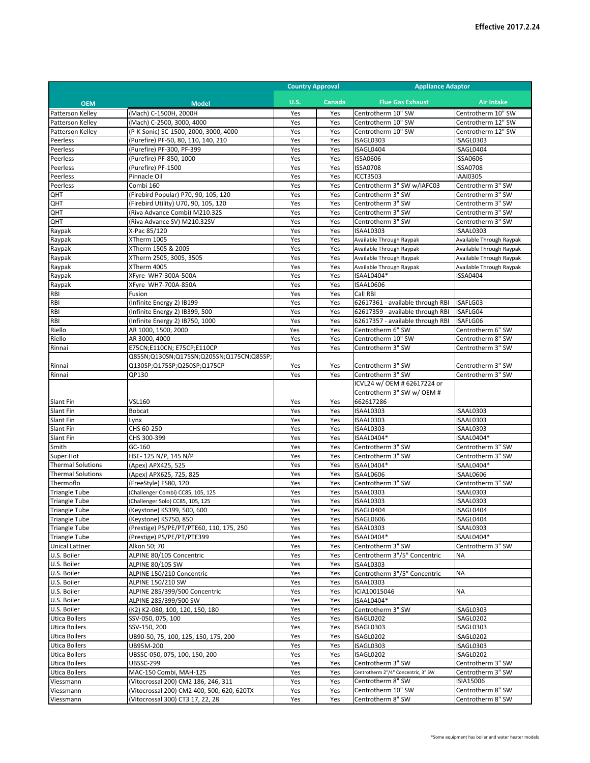**Effective 2017.2.24**

| OEM | Model | Country Approval | | Appliance Adaptor | |
|---|---|---|---|---|---|
| | | U.S. | Canada | Flue Gas Exhaust | Air Intake |
| Patterson Kelley | (Mach) C-1500H, 2000H | Yes | Yes | Centrotherm 10" SW | Centrotherm 10" SW |
| Patterson Kelley | (Mach) C-2500, 3000, 4000 | Yes | Yes | Centrotherm 10" SW | Centrotherm 12" SW |
| Patterson Kelley | (P-K Sonic) SC-1500, 2000, 3000, 4000 | Yes | Yes | Centrotherm 10" SW | Centrotherm 12" SW |
| Peerless | (Purefire) PF-50, 80, 110, 140, 210 | Yes | Yes | ISAGL0303 | ISAGL0303 |
| Peerless | (Purefire) PF-300, PF-399 | Yes | Yes | ISAGL0404 | ISAGL0404 |
| Peerless | (Purefire) PF-850, 1000 | Yes | Yes | ISSA0606 | ISSA0606 |
| Peerless | (Purefire) PF-1500 | Yes | Yes | ISSA0708 | ISSA0708 |
| Peerless | Pinnacle Oil | Yes | Yes | ICCT3503 | IAAI0305 |
| Peerless | Combi 160 | Yes | Yes | Centrotherm 3" SW w/IAFC03 | Centrotherm 3" SW |
| QHT | (Firebird Popular) P70, 90, 105, 120 | Yes | Yes | Centrotherm 3" SW | Centrotherm 3" SW |
| QHT | (Firebird Utility) U70, 90, 105, 120 | Yes | Yes | Centrotherm 3" SW | Centrotherm 3" SW |
| QHT | (Riva Advance Combi) M210.32S | Yes | Yes | Centrotherm 3" SW | Centrotherm 3" SW |
| QHT | (Riva Advance SV) M210.32SV | Yes | Yes | Centrotherm 3" SW | Centrotherm 3" SW |
| Raypak | X-Pac 85/120 | Yes | Yes | ISAAL0303 | ISAAL0303 |
| Raypak | XTherm 1005 | Yes | Yes | Available Through Raypak | Available Through Raypak |
| Raypak | XTherm 1505 & 2005 | Yes | Yes | Available Through Raypak | Available Through Raypak |
| Raypak | XTherm 2505, 3005, 3505 | Yes | Yes | Available Through Raypak | Available Through Raypak |
| Raypak | XTherm 4005 | Yes | Yes | Available Through Raypak | Available Through Raypak |
| Raypak | XFyre WH7-300A-500A | Yes | Yes | ISAAL0404* | ISSA0404 |
| Raypak | XFyre WH7-700A-850A | Yes | Yes | ISAAL0606 | |
| RBI | Fusion | Yes | Yes | Call RBI | |
| RBI | (Infinite Energy 2) IB199 | Yes | Yes | 62617361 - available through RBI | ISAFLG03 |
| RBI | (Infinite Energy 2) IB399, 500 | Yes | Yes | 62617359 - available through RBI | ISAFLG04 |
| RBI | (Infinite Energy 2) IB750, 1000 | Yes | Yes | 62617357 - available through RBI | ISAFLG06 |
| Riello | AR 1000, 1500, 2000 | Yes | Yes | Centrotherm 6" SW | Centrotherm 6" SW |
| Riello | AR 3000, 4000 | Yes | Yes | Centrotherm 10" SW | Centrotherm 8" SW |
| Rinnai | E75CN;E110CN; E75CP;E110CP | Yes | Yes | Centrotherm 3" SW | Centrotherm 3" SW |
| Rinnai | Q85SN;Q130SN;Q175SN;Q205SN;Q175CN;Q85SP;Q130SP;Q175SP;Q250SP;Q175CP | Yes | Yes | Centrotherm 3" SW | Centrotherm 3" SW |
| Rinnai | QP130 | Yes | Yes | Centrotherm 3" SW | Centrotherm 3" SW |
| Slant Fin | VSL160 | Yes | Yes | ICVL24 w/ OEM # 62617224 or Centrotherm 3" SW w/ OEM # 662617286 | |
| Slant Fin | Bobcat | Yes | Yes | ISAAL0303 | ISAAL0303 |
| Slant Fin | Lynx | Yes | Yes | ISAAL0303 | ISAAL0303 |
| Slant Fin | CHS 60-250 | Yes | Yes | ISAAL0303 | ISAAL0303 |
| Slant Fin | CHS 300-399 | Yes | Yes | ISAAL0404* | ISAAL0404* |
| Smith | GC-160 | Yes | Yes | Centrotherm 3" SW | Centrotherm 3" SW |
| Super Hot | HSE- 125 N/P, 145 N/P | Yes | Yes | Centrotherm 3" SW | Centrotherm 3" SW |
| Thermal Solutions | (Apex) APX425, 525 | Yes | Yes | ISAAL0404* | ISAAL0404* |
| Thermal Solutions | (Apex) APX625, 725, 825 | Yes | Yes | ISAAL0606 | ISAAL0606 |
| Thermoflo | (FreeStyle) FS80, 120 | Yes | Yes | Centrotherm 3" SW | Centrotherm 3" SW |
| Triangle Tube | (Challenger Combi) CC85, 105, 125 | Yes | Yes | ISAAL0303 | ISAAL0303 |
| Triangle Tube | (Challenger Solo) CC85, 105, 125 | Yes | Yes | ISAAL0303 | ISAAL0303 |
| Triangle Tube | (Keystone) KS399, 500, 600 | Yes | Yes | ISAGL0404 | ISAGL0404 |
| Triangle Tube | (Keystone) KS750, 850 | Yes | Yes | ISAGL0606 | ISAGL0404 |
| Triangle Tube | (Prestige) PS/PE/PT/PTE60, 110, 175, 250 | Yes | Yes | ISAAL0303 | ISAAL0303 |
| Triangle Tube | (Prestige) PS/PE/PT/PTE399 | Yes | Yes | ISAAL0404* | ISAAL0404* |
| Unical Lattner | Alkon 50; 70 | Yes | Yes | Centrotherm 3" SW | Centrotherm 3" SW |
| U.S. Boiler | ALPINE 80/105 Concentric | Yes | Yes | Centrotherm 3"/5" Concentric | NA |
| U.S. Boiler | ALPINE 80/105 SW | Yes | Yes | ISAAL0303 | |
| U.S. Boiler | ALPINE 150/210 Concentric | Yes | Yes | Centrotherm 3"/5" Concentric | NA |
| U.S. Boiler | ALPINE 150/210 SW | Yes | Yes | ISAAL0303 | |
| U.S. Boiler | ALPINE 285/399/500 Concentric | Yes | Yes | ICIA10015046 | NA |
| U.S. Boiler | ALPINE 285/399/500 SW | Yes | Yes | ISAAL0404* | |
| U.S. Boiler | (K2) K2-080, 100, 120, 150, 180 | Yes | Yes | Centrotherm 3" SW | ISAGL0303 |
| Utica Boilers | SSV-050, 075, 100 | Yes | Yes | ISAGL0202 | ISAGL0202 |
| Utica Boilers | SSV-150, 200 | Yes | Yes | ISAGL0303 | ISAGL0303 |
| Utica Boilers | UB90-50, 75, 100, 125, 150, 175, 200 | Yes | Yes | ISAGL0202 | ISAGL0202 |
| Utica Boilers | UB95M-200 | Yes | Yes | ISAGL0303 | ISAGL0303 |
| Utica Boilers | UBSSC-050, 075, 100, 150, 200 | Yes | Yes | ISAGL0202 | ISAGL0202 |
| Utica Boilers | UBSSC-299 | Yes | Yes | Centrotherm 3" SW | Centrotherm 3" SW |
| Utica Boilers | MAC-150 Combi, MAH-125 | Yes | Yes | Centrotherm 2"/4" Concentric, 3" SW | Centrotherm 3" SW |
| Viessmann | (Vitocrossal 200) CM2 186, 246, 311 | Yes | Yes | Centrotherm 8" SW | ISIA15006 |
| Viessmann | (Vitocrossal 200) CM2 400, 500, 620, 620TX | Yes | Yes | Centrotherm 10" SW | Centrotherm 8" SW |
| Viessmann | (Vitocrossal 300) CT3 17, 22, 28 | Yes | Yes | Centrotherm 8" SW | Centrotherm 8" SW |

*Some equipment has boiler and water heater models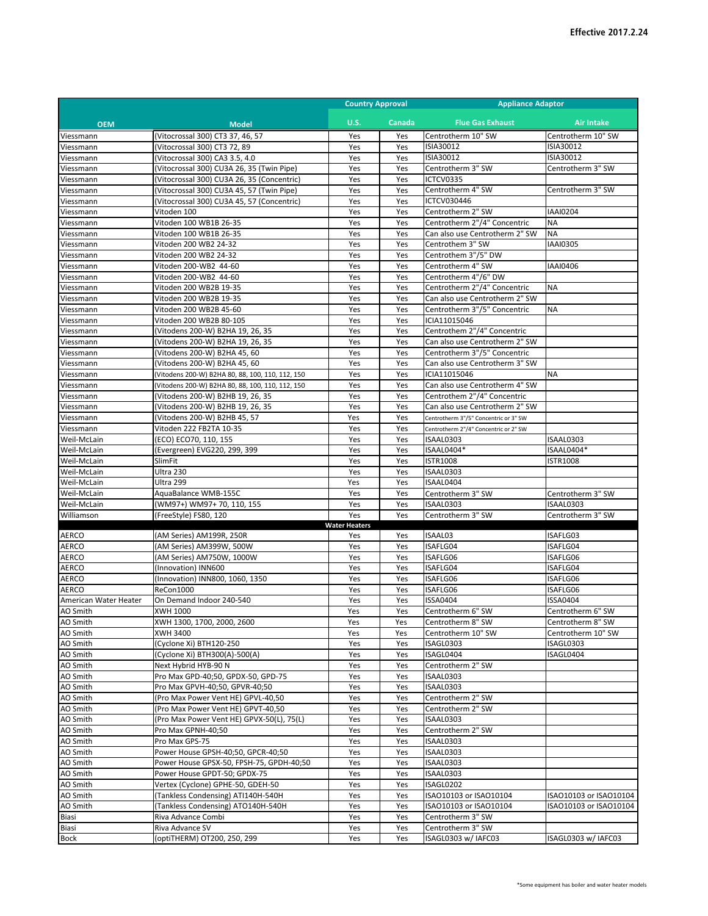Effective 2017.2.24

| OEM | Model | Country Approval | | Appliance Adaptor | |
|---|---|---|---|---|---|
| | | U.S. | Canada | Flue Gas Exhaust | Air Intake |
| Viessmann | (Vitocrossal 300) CT3 37, 46, 57 | Yes | Yes | Centrotherm 10" SW | Centrotherm 10" SW |
| Viessmann | (Vitocrossal 300) CT3 72, 89 | Yes | Yes | ISIA30012 | ISIA30012 |
| Viessmann | (Vitocrossal 300) CA3 3.5, 4.0 | Yes | Yes | ISIA30012 | ISIA30012 |
| Viessmann | (Vitocrossal 300) CU3A 26, 35 (Twin Pipe) | Yes | Yes | Centrotherm 3" SW | Centrotherm 3" SW |
| Viessmann | (Vitocrossal 300) CU3A 26, 35 (Concentric) | Yes | Yes | ICTCV0335 | |
| Viessmann | (Vitocrossal 300) CU3A 45, 57 (Twin Pipe) | Yes | Yes | Centrotherm 4" SW | Centrotherm 3" SW |
| Viessmann | (Vitocrossal 300) CU3A 45, 57 (Concentric) | Yes | Yes | ICTCV030446 | |
| Viessmann | Vitoden 100 | Yes | Yes | Centrotherm 2" SW | IAAI0204 |
| Viessmann | Vitoden 100 WB1B 26-35 | Yes | Yes | Centrotherm 2"/4" Concentric | NA |
| Viessmann | Vitoden 100 WB1B 26-35 | Yes | Yes | Can also use Centrotherm 2" SW | NA |
| Viessmann | Vitoden 200 WB2 24-32 | Yes | Yes | Centrothem 3" SW | IAAI0305 |
| Viessmann | Vitoden 200 WB2 24-32 | Yes | Yes | Centrothem 3"/5" DW | |
| Viessmann | Vitoden 200-WB2 44-60 | Yes | Yes | Centrotherm 4" SW | IAAI0406 |
| Viessmann | Vitoden 200-WB2 44-60 | Yes | Yes | Centrotherm 4"/6" DW | |
| Viessmann | Vitoden 200 WB2B 19-35 | Yes | Yes | Centrotherm 2"/4" Concentric | NA |
| Viessmann | Vitoden 200 WB2B 19-35 | Yes | Yes | Can also use Centrotherm 2" SW | |
| Viessmann | Vitoden 200 WB2B 45-60 | Yes | Yes | Centrotherm 3"/5" Concentric | NA |
| Viessmann | Vitoden 200 WB2B 80-105 | Yes | Yes | ICIA11015046 | |
| Viessmann | (Vitodens 200-W) B2HA 19, 26, 35 | Yes | Yes | Centrothem 2"/4" Concentric | |
| Viessmann | (Vitodens 200-W) B2HA 19, 26, 35 | Yes | Yes | Can also use Centrotherm 2" SW | |
| Viessmann | (Vitodens 200-W) B2HA 45, 60 | Yes | Yes | Centrotherm 3"/5" Concentric | |
| Viessmann | (Vitodens 200-W) B2HA 45, 60 | Yes | Yes | Can also use Centrotherm 3" SW | |
| Viessmann | (Vitodens 200-W) B2HA 80, 88, 100, 110, 112, 150 | Yes | Yes | ICIA11015046 | NA |
| Viessmann | (Vitodens 200-W) B2HA 80, 88, 100, 110, 112, 150 | Yes | Yes | Can also use Centrotherm 4" SW | |
| Viessmann | (Vitodens 200-W) B2HB 19, 26, 35 | Yes | Yes | Centrothem 2"/4" Concentric | |
| Viessmann | (Vitodens 200-W) B2HB 19, 26, 35 | Yes | Yes | Can also use Centrotherm 2" SW | |
| Viessmann | (Vitodens 200-W) B2HB 45, 57 | Yes | Yes | Centrotherm 3"/5" Concentric or 3" SW | |
| Viessmann | Vitoden 222 FB2TA 10-35 | Yes | Yes | Centrotherm 2"/4" Concentric or 2" SW | |
| Weil-McLain | (ECO) ECO70, 110, 155 | Yes | Yes | ISAAL0303 | ISAAL0303 |
| Weil-McLain | (Evergreen) EVG220, 299, 399 | Yes | Yes | ISAAL0404* | ISAAL0404* |
| Weil-McLain | SlimFit | Yes | Yes | ISTR1008 | ISTR1008 |
| Weil-McLain | Ultra 230 | Yes | Yes | ISAAL0303 | |
| Weil-McLain | Ultra 299 | Yes | Yes | ISAAL0404 | |
| Weil-McLain | AquaBalance WMB-155C | Yes | Yes | Centrotherm 3" SW | Centrotherm 3" SW |
| Weil-McLain | (WM97+) WM97+ 70, 110, 155 | Yes | Yes | ISAAL0303 | ISAAL0303 |
| Williamson | (FreeStyle) FS80, 120 | Yes | Yes | Centrotherm 3" SW | Centrotherm 3" SW |
| **Water Heaters** | | | | | |
| AERCO | (AM Series) AM199R, 250R | Yes | Yes | ISAAL03 | ISAFLG03 |
| AERCO | (AM Series) AM399W, 500W | Yes | Yes | ISAFLG04 | ISAFLG04 |
| AERCO | (AM Series) AM750W, 1000W | Yes | Yes | ISAFLG06 | ISAFLG06 |
| AERCO | (Innovation) INN600 | Yes | Yes | ISAFLG04 | ISAFLG04 |
| AERCO | (Innovation) INN800, 1060, 1350 | Yes | Yes | ISAFLG06 | ISAFLG06 |
| AERCO | ReCon1000 | Yes | Yes | ISAFLG06 | ISAFLG06 |
| American Water Heater | On Demand Indoor 240-540 | Yes | Yes | ISSA0404 | ISSA0404 |
| AO Smith | XWH 1000 | Yes | Yes | Centrotherm 6" SW | Centrotherm 6" SW |
| AO Smith | XWH 1300, 1700, 2000, 2600 | Yes | Yes | Centrotherm 8" SW | Centrotherm 8" SW |
| AO Smith | XWH 3400 | Yes | Yes | Centrotherm 10" SW | Centrotherm 10" SW |
| AO Smith | (Cyclone Xi) BTH120-250 | Yes | Yes | ISAGL0303 | ISAGL0303 |
| AO Smith | (Cyclone Xi) BTH300(A)-500(A) | Yes | Yes | ISAGL0404 | ISAGL0404 |
| AO Smith | Next Hybrid HYB-90 N | Yes | Yes | Centrotherm 2" SW | |
| AO Smith | Pro Max GPD-40;50, GPDX-50, GPD-75 | Yes | Yes | ISAAL0303 | |
| AO Smith | Pro Max GPVH-40;50, GPVR-40;50 | Yes | Yes | ISAAL0303 | |
| AO Smith | (Pro Max Power Vent HE) GPVL-40,50 | Yes | Yes | Centrotherm 2" SW | |
| AO Smith | (Pro Max Power Vent HE) GPVT-40,50 | Yes | Yes | Centrotherm 2" SW | |
| AO Smith | (Pro Max Power Vent HE) GPVX-50(L), 75(L) | Yes | Yes | ISAAL0303 | |
| AO Smith | Pro Max GPNH-40;50 | Yes | Yes | Centrotherm 2" SW | |
| AO Smith | Pro Max GPS-75 | Yes | Yes | ISAAL0303 | |
| AO Smith | Power House GPSH-40;50, GPCR-40;50 | Yes | Yes | ISAAL0303 | |
| AO Smith | Power House GPSX-50, FPSH-75, GPDH-40;50 | Yes | Yes | ISAAL0303 | |
| AO Smith | Power House GPDT-50; GPDX-75 | Yes | Yes | ISAAL0303 | |
| AO Smith | Vertex (Cyclone) GPHE-50, GDEH-50 | Yes | Yes | ISAGL0202 | |
| AO Smith | (Tankless Condensing) ATI140H-540H | Yes | Yes | ISAO10103 or ISAO10104 | ISAO10103 or ISAO10104 |
| AO Smith | (Tankless Condensing) ATO140H-540H | Yes | Yes | ISAO10103 or ISAO10104 | ISAO10103 or ISAO10104 |
| Biasi | Riva Advance Combi | Yes | Yes | Centrotherm 3" SW | |
| Biasi | Riva Advance SV | Yes | Yes | Centrotherm 3" SW | |
| Bock | (optiTHERM) OT200, 250, 299 | Yes | Yes | ISAGL0303 w/ IAFC03 | ISAGL0303 w/ IAFC03 |

*Some equipment has boiler and water heater models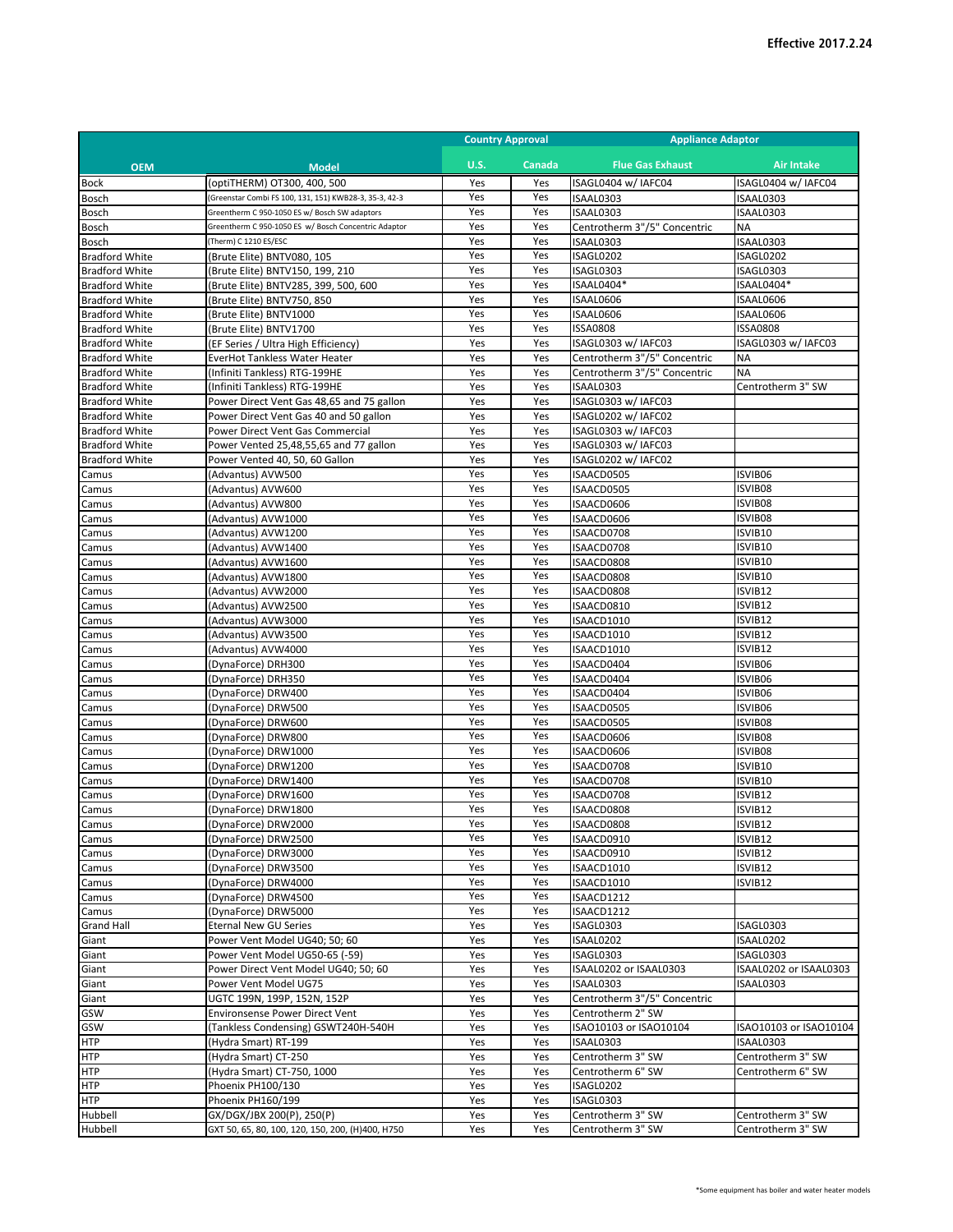Effective 2017.2.24

| OEM | Model | Country Approval | | Appliance Adaptor | |
|---|---|---|---|---|---|
| | | U.S. | Canada | Flue Gas Exhaust | Air Intake |
| Bock | (optiTHERM) OT300, 400, 500 | Yes | Yes | ISAGL0404 w/ IAFC04 | ISAGL0404 w/ IAFC04 |
| Bosch | (Greenstar Combi FS 100, 131, 151) KWB28-3, 35-3, 42-3 | Yes | Yes | ISAAL0303 | ISAAL0303 |
| Bosch | Greentherm C 950-1050 ES w/ Bosch SW adaptors | Yes | Yes | ISAAL0303 | ISAAL0303 |
| Bosch | Greentherm C 950-1050 ES w/ Bosch Concentric Adaptor | Yes | Yes | Centrotherm 3"/5" Concentric | NA |
| Bosch | (Therm) C 1210 ES/ESC | Yes | Yes | ISAAL0303 | ISAAL0303 |
| Bradford White | (Brute Elite) BNTV080, 105 | Yes | Yes | ISAGL0202 | ISAGL0202 |
| Bradford White | (Brute Elite) BNTV150, 199, 210 | Yes | Yes | ISAGL0303 | ISAGL0303 |
| Bradford White | (Brute Elite) BNTV285, 399, 500, 600 | Yes | Yes | ISAAL0404* | ISAAL0404* |
| Bradford White | (Brute Elite) BNTV750, 850 | Yes | Yes | ISAAL0606 | ISAAL0606 |
| Bradford White | (Brute Elite) BNTV1000 | Yes | Yes | ISAAL0606 | ISAAL0606 |
| Bradford White | (Brute Elite) BNTV1700 | Yes | Yes | ISSA0808 | ISSA0808 |
| Bradford White | (EF Series / Ultra High Efficiency) | Yes | Yes | ISAGL0303 w/ IAFC03 | ISAGL0303 w/ IAFC03 |
| Bradford White | EverHot Tankless Water Heater | Yes | Yes | Centrotherm 3"/5" Concentric | NA |
| Bradford White | (Infiniti Tankless) RTG-199HE | Yes | Yes | Centrotherm 3"/5" Concentric | NA |
| Bradford White | (Infiniti Tankless) RTG-199HE | Yes | Yes | ISAAL0303 | Centrotherm 3" SW |
| Bradford White | Power Direct Vent Gas 48,65 and 75 gallon | Yes | Yes | ISAGL0303 w/ IAFC03 | |
| Bradford White | Power Direct Vent Gas 40 and 50 gallon | Yes | Yes | ISAGL0202 w/ IAFC02 | |
| Bradford White | Power Direct Vent Gas Commercial | Yes | Yes | ISAGL0303 w/ IAFC03 | |
| Bradford White | Power Vented 25,48,55,65 and 77 gallon | Yes | Yes | ISAGL0303 w/ IAFC03 | |
| Bradford White | Power Vented 40, 50, 60 Gallon | Yes | Yes | ISAGL0202 w/ IAFC02 | |
| Camus | (Advantus) AVW500 | Yes | Yes | ISAACD0505 | ISVIB06 |
| Camus | (Advantus) AVW600 | Yes | Yes | ISAACD0505 | ISVIB08 |
| Camus | (Advantus) AVW800 | Yes | Yes | ISAACD0606 | ISVIB08 |
| Camus | (Advantus) AVW1000 | Yes | Yes | ISAACD0606 | ISVIB08 |
| Camus | (Advantus) AVW1200 | Yes | Yes | ISAACD0708 | ISVIB10 |
| Camus | (Advantus) AVW1400 | Yes | Yes | ISAACD0708 | ISVIB10 |
| Camus | (Advantus) AVW1600 | Yes | Yes | ISAACD0808 | ISVIB10 |
| Camus | (Advantus) AVW1800 | Yes | Yes | ISAACD0808 | ISVIB10 |
| Camus | (Advantus) AVW2000 | Yes | Yes | ISAACD0808 | ISVIB12 |
| Camus | (Advantus) AVW2500 | Yes | Yes | ISAACD0810 | ISVIB12 |
| Camus | (Advantus) AVW3000 | Yes | Yes | ISAACD1010 | ISVIB12 |
| Camus | (Advantus) AVW3500 | Yes | Yes | ISAACD1010 | ISVIB12 |
| Camus | (Advantus) AVW4000 | Yes | Yes | ISAACD1010 | ISVIB12 |
| Camus | (DynaForce) DRH300 | Yes | Yes | ISAACD0404 | ISVIB06 |
| Camus | (DynaForce) DRH350 | Yes | Yes | ISAACD0404 | ISVIB06 |
| Camus | (DynaForce) DRW400 | Yes | Yes | ISAACD0404 | ISVIB06 |
| Camus | (DynaForce) DRW500 | Yes | Yes | ISAACD0505 | ISVIB06 |
| Camus | (DynaForce) DRW600 | Yes | Yes | ISAACD0505 | ISVIB08 |
| Camus | (DynaForce) DRW800 | Yes | Yes | ISAACD0606 | ISVIB08 |
| Camus | (DynaForce) DRW1000 | Yes | Yes | ISAACD0606 | ISVIB08 |
| Camus | (DynaForce) DRW1200 | Yes | Yes | ISAACD0708 | ISVIB10 |
| Camus | (DynaForce) DRW1400 | Yes | Yes | ISAACD0708 | ISVIB10 |
| Camus | (DynaForce) DRW1600 | Yes | Yes | ISAACD0708 | ISVIB12 |
| Camus | (DynaForce) DRW1800 | Yes | Yes | ISAACD0808 | ISVIB12 |
| Camus | (DynaForce) DRW2000 | Yes | Yes | ISAACD0808 | ISVIB12 |
| Camus | (DynaForce) DRW2500 | Yes | Yes | ISAACD0910 | ISVIB12 |
| Camus | (DynaForce) DRW3000 | Yes | Yes | ISAACD0910 | ISVIB12 |
| Camus | (DynaForce) DRW3500 | Yes | Yes | ISAACD1010 | ISVIB12 |
| Camus | (DynaForce) DRW4000 | Yes | Yes | ISAACD1010 | ISVIB12 |
| Camus | (DynaForce) DRW4500 | Yes | Yes | ISAACD1212 | |
| Camus | (DynaForce) DRW5000 | Yes | Yes | ISAACD1212 | |
| Grand Hall | Eternal New GU Series | Yes | Yes | ISAGL0303 | ISAGL0303 |
| Giant | Power Vent Model UG40; 50; 60 | Yes | Yes | ISAAL0202 | ISAAL0202 |
| Giant | Power Vent Model UG50-65 (-59) | Yes | Yes | ISAGL0303 | ISAGL0303 |
| Giant | Power Direct Vent Model UG40; 50; 60 | Yes | Yes | ISAAL0202 or ISAAL0303 | ISAAL0202 or ISAAL0303 |
| Giant | Power Vent Model UG75 | Yes | Yes | ISAAL0303 | ISAAL0303 |
| Giant | UGTC 199N, 199P, 152N, 152P | Yes | Yes | Centrotherm 3"/5" Concentric | |
| GSW | Environsense Power Direct Vent | Yes | Yes | Centrotherm 2" SW | |
| GSW | (Tankless Condensing) GSWT240H-540H | Yes | Yes | ISAO10103 or ISAO10104 | ISAO10103 or ISAO10104 |
| HTP | (Hydra Smart) RT-199 | Yes | Yes | ISAAL0303 | ISAAL0303 |
| HTP | (Hydra Smart) CT-250 | Yes | Yes | Centrotherm 3" SW | Centrotherm 3" SW |
| HTP | (Hydra Smart) CT-750, 1000 | Yes | Yes | Centrotherm 6" SW | Centrotherm 6" SW |
| HTP | Phoenix PH100/130 | Yes | Yes | ISAGL0202 | |
| HTP | Phoenix PH160/199 | Yes | Yes | ISAGL0303 | |
| Hubbell | GX/DGX/JBX 200(P), 250(P) | Yes | Yes | Centrotherm 3" SW | Centrotherm 3" SW |
| Hubbell | GXT 50, 65, 80, 100, 120, 150, 200, (H)400, H750 | Yes | Yes | Centrotherm 3" SW | Centrotherm 3" SW |

*Some equipment has boiler and water heater models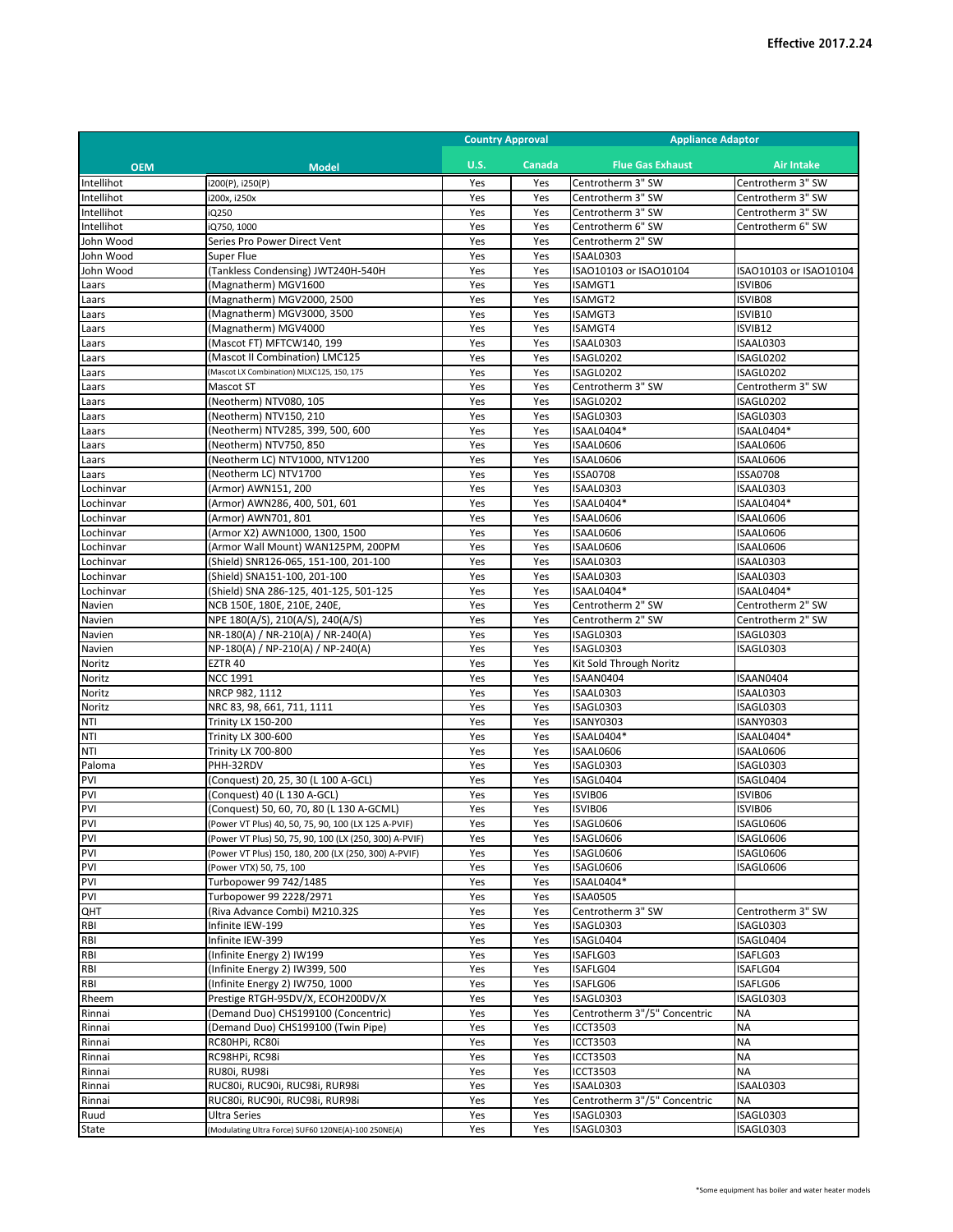**Effective 2017.2.24**

| OEM | Model | Country Approval | | Appliance Adaptor | |
|---|---|---|---|---|---|
| | | U.S. | Canada | Flue Gas Exhaust | Air Intake |
| Intellihot | i200(P), i250(P) | Yes | Yes | Centrotherm 3" SW | Centrotherm 3" SW |
| Intellihot | i200x, i250x | Yes | Yes | Centrotherm 3" SW | Centrotherm 3" SW |
| Intellihot | iQ250 | Yes | Yes | Centrotherm 3" SW | Centrotherm 3" SW |
| Intellihot | iQ750, 1000 | Yes | Yes | Centrotherm 6" SW | Centrotherm 6" SW |
| John Wood | Series Pro Power Direct Vent | Yes | Yes | Centrotherm 2" SW | |
| John Wood | Super Flue | Yes | Yes | ISAAL0303 | |
| John Wood | (Tankless Condensing) JWT240H-540H | Yes | Yes | ISAO10103 or ISAO10104 | ISAO10103 or ISAO10104 |
| Laars | (Magnatherm) MGV1600 | Yes | Yes | ISAMGT1 | ISVIB06 |
| Laars | (Magnatherm) MGV2000, 2500 | Yes | Yes | ISAMGT2 | ISVIB08 |
| Laars | (Magnatherm) MGV3000, 3500 | Yes | Yes | ISAMGT3 | ISVIB10 |
| Laars | (Magnatherm) MGV4000 | Yes | Yes | ISAMGT4 | ISVIB12 |
| Laars | (Mascot FT) MFTCW140, 199 | Yes | Yes | ISAAL0303 | ISAAL0303 |
| Laars | (Mascot II Combination) LMC125 | Yes | Yes | ISAGL0202 | ISAGL0202 |
| Laars | (Mascot LX Combination) MLXC125, 150, 175 | Yes | Yes | ISAGL0202 | ISAGL0202 |
| Laars | Mascot ST | Yes | Yes | Centrotherm 3" SW | Centrotherm 3" SW |
| Laars | (Neotherm) NTV080, 105 | Yes | Yes | ISAGL0202 | ISAGL0202 |
| Laars | (Neotherm) NTV150, 210 | Yes | Yes | ISAGL0303 | ISAGL0303 |
| Laars | (Neotherm) NTV285, 399, 500, 600 | Yes | Yes | ISAAL0404* | ISAAL0404* |
| Laars | (Neotherm) NTV750, 850 | Yes | Yes | ISAAL0606 | ISAAL0606 |
| Laars | (Neotherm LC) NTV1000, NTV1200 | Yes | Yes | ISAAL0606 | ISAAL0606 |
| Laars | (Neotherm LC) NTV1700 | Yes | Yes | ISSA0708 | ISSA0708 |
| Lochinvar | (Armor) AWN151, 200 | Yes | Yes | ISAAL0303 | ISAAL0303 |
| Lochinvar | (Armor) AWN286, 400, 501, 601 | Yes | Yes | ISAAL0404* | ISAAL0404* |
| Lochinvar | (Armor) AWN701, 801 | Yes | Yes | ISAAL0606 | ISAAL0606 |
| Lochinvar | (Armor X2) AWN1000, 1300, 1500 | Yes | Yes | ISAAL0606 | ISAAL0606 |
| Lochinvar | (Armor Wall Mount) WAN125PM, 200PM | Yes | Yes | ISAAL0606 | ISAAL0606 |
| Lochinvar | (Shield) SNR126-065, 151-100, 201-100 | Yes | Yes | ISAAL0303 | ISAAL0303 |
| Lochinvar | (Shield) SNA151-100, 201-100 | Yes | Yes | ISAAL0303 | ISAAL0303 |
| Lochinvar | (Shield) SNA 286-125, 401-125, 501-125 | Yes | Yes | ISAAL0404* | ISAAL0404* |
| Navien | NCB 150E, 180E, 210E, 240E, | Yes | Yes | Centrotherm 2" SW | Centrotherm 2" SW |
| Navien | NPE 180(A/S), 210(A/S), 240(A/S) | Yes | Yes | Centrotherm 2" SW | Centrotherm 2" SW |
| Navien | NR-180(A) / NR-210(A) / NR-240(A) | Yes | Yes | ISAGL0303 | ISAGL0303 |
| Navien | NP-180(A) / NP-210(A) / NP-240(A) | Yes | Yes | ISAGL0303 | ISAGL0303 |
| Noritz | EZTR 40 | Yes | Yes | Kit Sold Through Noritz | |
| Noritz | NCC 1991 | Yes | Yes | ISAAN0404 | ISAAN0404 |
| Noritz | NRCP 982, 1112 | Yes | Yes | ISAAL0303 | ISAAL0303 |
| Noritz | NRC 83, 98, 661, 711, 1111 | Yes | Yes | ISAGL0303 | ISAGL0303 |
| NTI | Trinity LX 150-200 | Yes | Yes | ISANY0303 | ISANY0303 |
| NTI | Trinity LX 300-600 | Yes | Yes | ISAAL0404* | ISAAL0404* |
| NTI | Trinity LX 700-800 | Yes | Yes | ISAAL0606 | ISAAL0606 |
| Paloma | PHH-32RDV | Yes | Yes | ISAGL0303 | ISAGL0303 |
| PVI | (Conquest) 20, 25, 30 (L 100 A-GCL) | Yes | Yes | ISAGL0404 | ISAGL0404 |
| PVI | (Conquest) 40 (L 130 A-GCL) | Yes | Yes | ISVIB06 | ISVIB06 |
| PVI | (Conquest) 50, 60, 70, 80 (L 130 A-GCML) | Yes | Yes | ISVIB06 | ISVIB06 |
| PVI | (Power VT Plus) 40, 50, 75, 90, 100 (LX 125 A-PVIF) | Yes | Yes | ISAGL0606 | ISAGL0606 |
| PVI | (Power VT Plus) 50, 75, 90, 100 (LX (250, 300) A-PVIF) | Yes | Yes | ISAGL0606 | ISAGL0606 |
| PVI | (Power VT Plus) 150, 180, 200 (LX (250, 300) A-PVIF) | Yes | Yes | ISAGL0606 | ISAGL0606 |
| PVI | (Power VTX) 50, 75, 100 | Yes | Yes | ISAGL0606 | ISAGL0606 |
| PVI | Turbopower 99 742/1485 | Yes | Yes | ISAAL0404* | |
| PVI | Turbopower 99 2228/2971 | Yes | Yes | ISAA0505 | |
| QHT | (Riva Advance Combi) M210.32S | Yes | Yes | Centrotherm 3" SW | Centrotherm 3" SW |
| RBI | Infinite IEW-199 | Yes | Yes | ISAGL0303 | ISAGL0303 |
| RBI | Infinite IEW-399 | Yes | Yes | ISAGL0404 | ISAGL0404 |
| RBI | (Infinite Energy 2) IW199 | Yes | Yes | ISAFLG03 | ISAFLG03 |
| RBI | (Infinite Energy 2) IW399, 500 | Yes | Yes | ISAFLG04 | ISAFLG04 |
| RBI | (Infinite Energy 2) IW750, 1000 | Yes | Yes | ISAFLG06 | ISAFLG06 |
| Rheem | Prestige RTGH-95DV/X, ECOH200DV/X | Yes | Yes | ISAGL0303 | ISAGL0303 |
| Rinnai | (Demand Duo) CHS199100 (Concentric) | Yes | Yes | Centrotherm 3"/5" Concentric | NA |
| Rinnai | (Demand Duo) CHS199100 (Twin Pipe) | Yes | Yes | ICCT3503 | NA |
| Rinnai | RC80HPi, RC80i | Yes | Yes | ICCT3503 | NA |
| Rinnai | RC98HPi, RC98i | Yes | Yes | ICCT3503 | NA |
| Rinnai | RU80i, RU98i | Yes | Yes | ICCT3503 | NA |
| Rinnai | RUC80i, RUC90i, RUC98i, RUR98i | Yes | Yes | ISAAL0303 | ISAAL0303 |
| Rinnai | RUC80i, RUC90i, RUC98i, RUR98i | Yes | Yes | Centrotherm 3"/5" Concentric | NA |
| Ruud | Ultra Series | Yes | Yes | ISAGL0303 | ISAGL0303 |
| State | (Modulating Ultra Force) SUF60 120NE(A)-100 250NE(A) | Yes | Yes | ISAGL0303 | ISAGL0303 |

*Some equipment has boiler and water heater models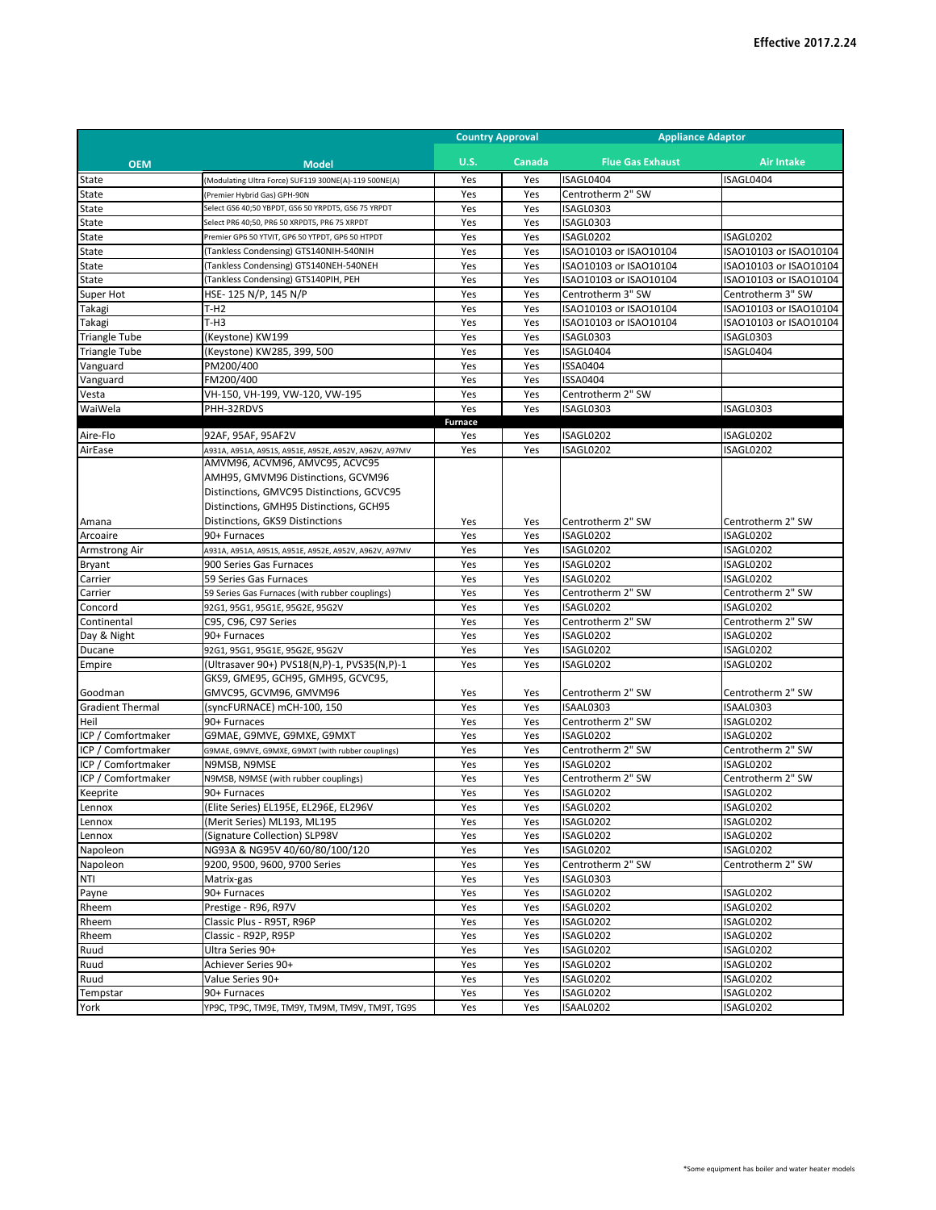**Effective 2017.2.24**

| OEM | Model | Country Approval | | Appliance Adaptor | |
|---|---|---|---|---|---|
| | | U.S. | Canada | Flue Gas Exhaust | Air Intake |
| State | (Modulating Ultra Force) SUF119 300NE(A)-119 500NE(A) | Yes | Yes | ISAGL0404 | ISAGL0404 |
| State | (Premier Hybrid Gas) GPH-90N | Yes | Yes | Centrotherm 2" SW | |
| State | Select GS6 40;50 YBPDT, GS6 50 YRPDT5, GS6 75 YRPDT | Yes | Yes | ISAGL0303 | |
| State | Select PR6 40;50, PR6 50 XRPDT5, PR6 75 XRPDT | Yes | Yes | ISAGL0303 | |
| State | Premier GP6 50 YTVIT, GP6 50 YTPDT, GP6 50 HTPDT | Yes | Yes | ISAGL0202 | ISAGL0202 |
| State | (Tankless Condensing) GTS140NIH-540NIH | Yes | Yes | ISAO10103 or ISAO10104 | ISAO10103 or ISAO10104 |
| State | (Tankless Condensing) GTS140NEH-540NEH | Yes | Yes | ISAO10103 or ISAO10104 | ISAO10103 or ISAO10104 |
| State | (Tankless Condensing) GTS140PIH, PEH | Yes | Yes | ISAO10103 or ISAO10104 | ISAO10103 or ISAO10104 |
| Super Hot | HSE- 125 N/P, 145 N/P | Yes | Yes | Centrotherm 3" SW | Centrotherm 3" SW |
| Takagi | T-H2 | Yes | Yes | ISAO10103 or ISAO10104 | ISAO10103 or ISAO10104 |
| Takagi | T-H3 | Yes | Yes | ISAO10103 or ISAO10104 | ISAO10103 or ISAO10104 |
| Triangle Tube | (Keystone) KW199 | Yes | Yes | ISAGL0303 | ISAGL0303 |
| Triangle Tube | (Keystone) KW285, 399, 500 | Yes | Yes | ISAGL0404 | ISAGL0404 |
| Vanguard | PM200/400 | Yes | Yes | ISSA0404 | |
| Vanguard | FM200/400 | Yes | Yes | ISSA0404 | |
| Vesta | VH-150, VH-199, VW-120, VW-195 | Yes | Yes | Centrotherm 2" SW | |
| WaiWela | PHH-32RDVS | Yes | Yes | ISAGL0303 | ISAGL0303 |
| | | **Furnace** | | | |
| Aire-Flo | 92AF, 95AF, 95AF2V | Yes | Yes | ISAGL0202 | ISAGL0202 |
| AirEase | A931A, A951A, A951S, A951E, A952E, A952V, A962V, A97MV | Yes | Yes | ISAGL0202 | ISAGL0202 |
| Amana | AMVM96, ACVM96, AMVC95, ACVC95 AMH95, GMVM96 Distinctions, GCVM96 Distinctions, GMVC95 Distinctions, GCVC95 Distinctions, GMH95 Distinctions, GCH95 Distinctions, GKS9 Distinctions | Yes | Yes | Centrotherm 2" SW | Centrotherm 2" SW |
| Arcoaire | 90+ Furnaces | Yes | Yes | ISAGL0202 | ISAGL0202 |
| Armstrong Air | A931A, A951A, A951S, A951E, A952E, A952V, A962V, A97MV | Yes | Yes | ISAGL0202 | ISAGL0202 |
| Bryant | 900 Series Gas Furnaces | Yes | Yes | ISAGL0202 | ISAGL0202 |
| Carrier | 59 Series Gas Furnaces | Yes | Yes | ISAGL0202 | ISAGL0202 |
| Carrier | 59 Series Gas Furnaces (with rubber couplings) | Yes | Yes | Centrotherm 2" SW | Centrotherm 2" SW |
| Concord | 92G1, 95G1, 95G1E, 95G2E, 95G2V | Yes | Yes | ISAGL0202 | ISAGL0202 |
| Continental | C95, C96, C97 Series | Yes | Yes | Centrotherm 2" SW | Centrotherm 2" SW |
| Day & Night | 90+ Furnaces | Yes | Yes | ISAGL0202 | ISAGL0202 |
| Ducane | 92G1, 95G1, 95G1E, 95G2E, 95G2V | Yes | Yes | ISAGL0202 | ISAGL0202 |
| Empire | (Ultrasaver 90+) PVS18(N,P)-1, PVS35(N,P)-1 | Yes | Yes | ISAGL0202 | ISAGL0202 |
| Goodman | GKS9, GME95, GCH95, GMH95, GCVC95, GMVC95, GCVM96, GMVM96 | Yes | Yes | Centrotherm 2" SW | Centrotherm 2" SW |
| Gradient Thermal | (syncFURNACE) mCH-100, 150 | Yes | Yes | ISAAL0303 | ISAAL0303 |
| Heil | 90+ Furnaces | Yes | Yes | Centrotherm 2" SW | ISAGL0202 |
| ICP / Comfortmaker | G9MAE, G9MVE, G9MXE, G9MXT | Yes | Yes | ISAGL0202 | ISAGL0202 |
| ICP / Comfortmaker | G9MAE, G9MVE, G9MXE, G9MXT (with rubber couplings) | Yes | Yes | Centrotherm 2" SW | Centrotherm 2" SW |
| ICP / Comfortmaker | N9MSB, N9MSE | Yes | Yes | ISAGL0202 | ISAGL0202 |
| ICP / Comfortmaker | N9MSB, N9MSE (with rubber couplings) | Yes | Yes | Centrotherm 2" SW | Centrotherm 2" SW |
| Keeprite | 90+ Furnaces | Yes | Yes | ISAGL0202 | ISAGL0202 |
| Lennox | (Elite Series) EL195E, EL296E, EL296V | Yes | Yes | ISAGL0202 | ISAGL0202 |
| Lennox | (Merit Series) ML193, ML195 | Yes | Yes | ISAGL0202 | ISAGL0202 |
| Lennox | (Signature Collection) SLP98V | Yes | Yes | ISAGL0202 | ISAGL0202 |
| Napoleon | NG93A & NG95V 40/60/80/100/120 | Yes | Yes | ISAGL0202 | ISAGL0202 |
| Napoleon | 9200, 9500, 9600, 9700 Series | Yes | Yes | Centrotherm 2" SW | Centrotherm 2" SW |
| NTI | Matrix-gas | Yes | Yes | ISAGL0303 | |
| Payne | 90+ Furnaces | Yes | Yes | ISAGL0202 | ISAGL0202 |
| Rheem | Prestige - R96, R97V | Yes | Yes | ISAGL0202 | ISAGL0202 |
| Rheem | Classic Plus - R95T, R96P | Yes | Yes | ISAGL0202 | ISAGL0202 |
| Rheem | Classic - R92P, R95P | Yes | Yes | ISAGL0202 | ISAGL0202 |
| Ruud | Ultra Series 90+ | Yes | Yes | ISAGL0202 | ISAGL0202 |
| Ruud | Achiever Series 90+ | Yes | Yes | ISAGL0202 | ISAGL0202 |
| Ruud | Value Series 90+ | Yes | Yes | ISAGL0202 | ISAGL0202 |
| Tempstar | 90+ Furnaces | Yes | Yes | ISAGL0202 | ISAGL0202 |
| York | YP9C, TP9C, TM9E, TM9Y, TM9M, TM9V, TM9T, TG9S | Yes | Yes | ISAAL0202 | ISAGL0202 |

*Some equipment has boiler and water heater models